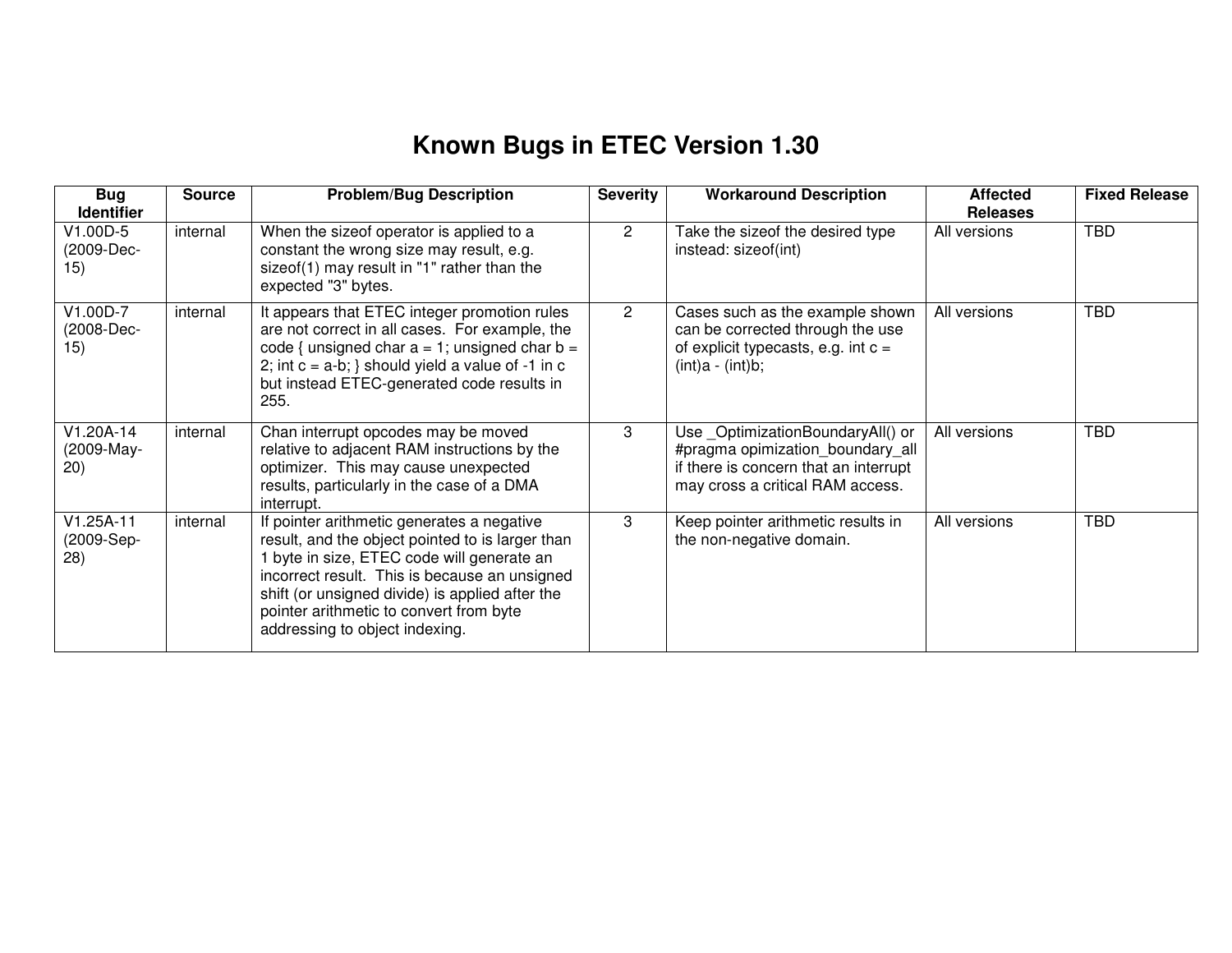# Known Bugs in ETEC Version 1.30

| Bug Identifier | Source | Problem/Bug Description | Severity | Workaround Description | Affected Releases | Fixed Release |
|---|---|---|---|---|---|---|
| V1.00D-5 (2009-Dec-15) | internal | When the sizeof operator is applied to a constant the wrong size may result, e.g. sizeof(1) may result in "1" rather than the expected "3" bytes. | 2 | Take the sizeof the desired type instead: sizeof(int) | All versions | TBD |
| V1.00D-7 (2008-Dec-15) | internal | It appears that ETEC integer promotion rules are not correct in all cases. For example, the code { unsigned char a = 1; unsigned char b = 2; int c = a-b; } should yield a value of -1 in c but instead ETEC-generated code results in 255. | 2 | Cases such as the example shown can be corrected through the use of explicit typecasts, e.g. int c = (int)a - (int)b; | All versions | TBD |
| V1.20A-14 (2009-May-20) | internal | Chan interrupt opcodes may be moved relative to adjacent RAM instructions by the optimizer. This may cause unexpected results, particularly in the case of a DMA interrupt. | 3 | Use _OptimizationBoundaryAll() or #pragma opimization_boundary_all if there is concern that an interrupt may cross a critical RAM access. | All versions | TBD |
| V1.25A-11 (2009-Sep-28) | internal | If pointer arithmetic generates a negative result, and the object pointed to is larger than 1 byte in size, ETEC code will generate an incorrect result. This is because an unsigned shift (or unsigned divide) is applied after the pointer arithmetic to convert from byte addressing to object indexing. | 3 | Keep pointer arithmetic results in the non-negative domain. | All versions | TBD |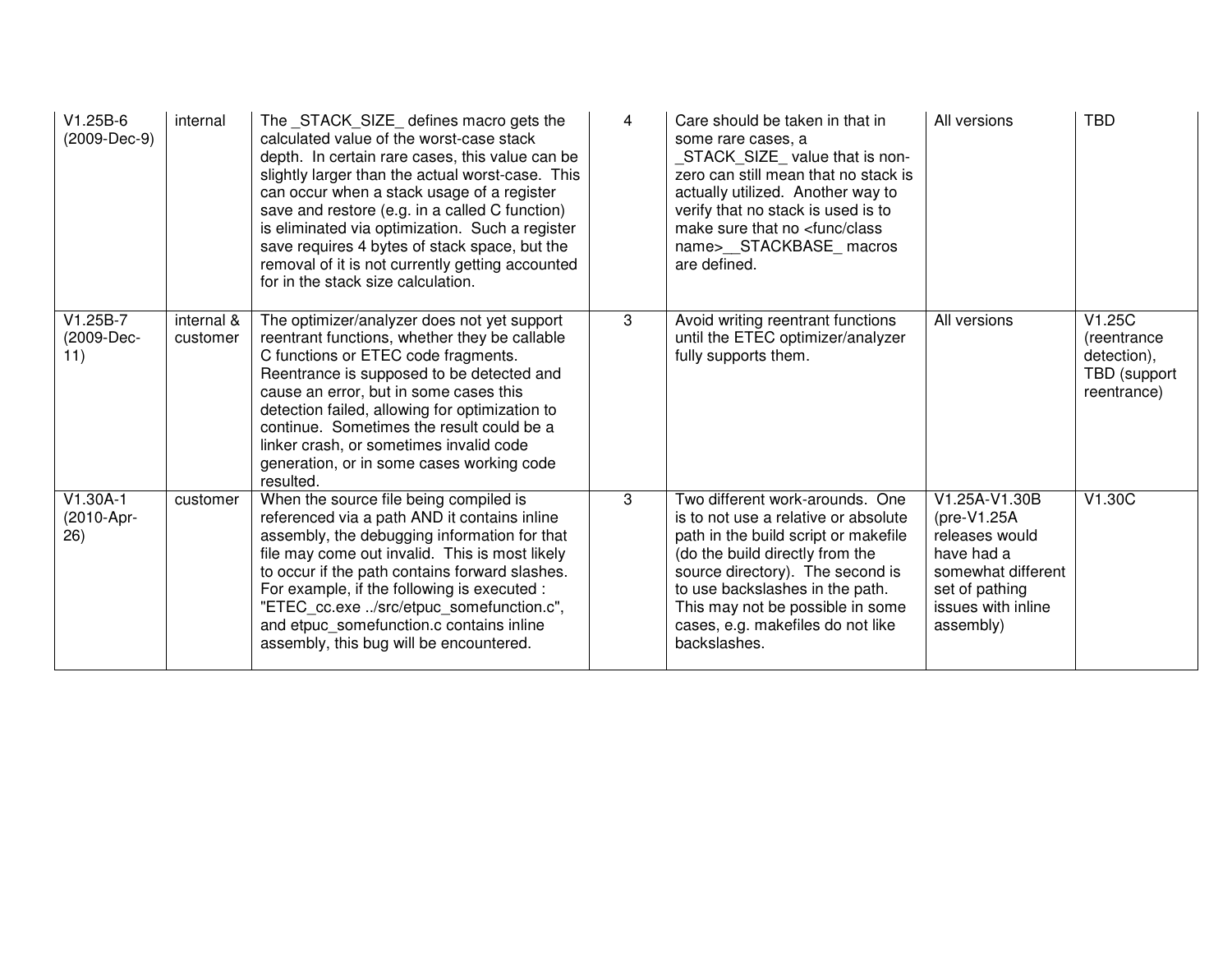| | | | | | | |
|---|---|---|---|---|---|---|
| V1.25B-6 (2009-Dec-9) | internal | The _STACK_SIZE_ defines macro gets the calculated value of the worst-case stack depth. In certain rare cases, this value can be slightly larger than the actual worst-case. This can occur when a stack usage of a register save and restore (e.g. in a called C function) is eliminated via optimization. Such a register save requires 4 bytes of stack space, but the removal of it is not currently getting accounted for in the stack size calculation. | 4 | Care should be taken in that in some rare cases, a _STACK_SIZE_ value that is non-zero can still mean that no stack is actually utilized. Another way to verify that no stack is used is to make sure that no <func/class name>__STACKBASE_ macros are defined. | All versions | TBD |
| V1.25B-7 (2009-Dec-11) | internal & customer | The optimizer/analyzer does not yet support reentrant functions, whether they be callable C functions or ETEC code fragments. Reentrance is supposed to be detected and cause an error, but in some cases this detection failed, allowing for optimization to continue. Sometimes the result could be a linker crash, or sometimes invalid code generation, or in some cases working code resulted. | 3 | Avoid writing reentrant functions until the ETEC optimizer/analyzer fully supports them. | All versions | V1.25C (reentrance detection), TBD (support reentrance) |
| V1.30A-1 (2010-Apr-26) | customer | When the source file being compiled is referenced via a path AND it contains inline assembly, the debugging information for that file may come out invalid. This is most likely to occur if the path contains forward slashes. For example, if the following is executed : "ETEC_cc.exe ../src/etpuc_somefunction.c", and etpuc_somefunction.c contains inline assembly, this bug will be encountered. | 3 | Two different work-arounds. One is to not use a relative or absolute path in the build script or makefile (do the build directly from the source directory). The second is to use backslashes in the path. This may not be possible in some cases, e.g. makefiles do not like backslashes. | V1.25A-V1.30B (pre-V1.25A releases would have had a somewhat different set of pathing issues with inline assembly) | V1.30C |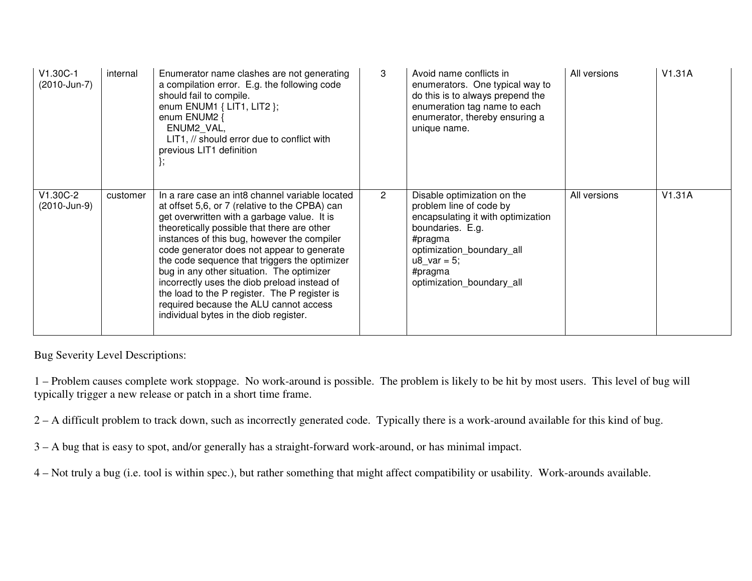| | | | | | | |
|---|---|---|---|---|---|---|
| V1.30C-1 (2010-Jun-7) | internal | Enumerator name clashes are not generating a compilation error. E.g. the following code should fail to compile.<br>enum ENUM1 { LIT1, LIT2 };<br>enum ENUM2 {<br>ENUM2_VAL,<br>LIT1, // should error due to conflict with previous LIT1 definition<br>}; | 3 | Avoid name conflicts in enumerators. One typical way to do this is to always prepend the enumeration tag name to each enumerator, thereby ensuring a unique name. | All versions | V1.31A |
| V1.30C-2 (2010-Jun-9) | customer | In a rare case an int8 channel variable located at offset 5,6, or 7 (relative to the CPBA) can get overwritten with a garbage value. It is theoretically possible that there are other instances of this bug, however the compiler code generator does not appear to generate the code sequence that triggers the optimizer bug in any other situation. The optimizer incorrectly uses the diob preload instead of the load to the P register. The P register is required because the ALU cannot access individual bytes in the diob register. | 2 | Disable optimization on the problem line of code by encapsulating it with optimization boundaries. E.g.<br>#pragma optimization_boundary_all<br>u8_var = 5;<br>#pragma optimization_boundary_all | All versions | V1.31A |

Bug Severity Level Descriptions:

1 – Problem causes complete work stoppage. No work-around is possible. The problem is likely to be hit by most users. This level of bug will typically trigger a new release or patch in a short time frame.

2 – A difficult problem to track down, such as incorrectly generated code. Typically there is a work-around available for this kind of bug.

3 – A bug that is easy to spot, and/or generally has a straight-forward work-around, or has minimal impact.

4 – Not truly a bug (i.e. tool is within spec.), but rather something that might affect compatibility or usability. Work-arounds available.